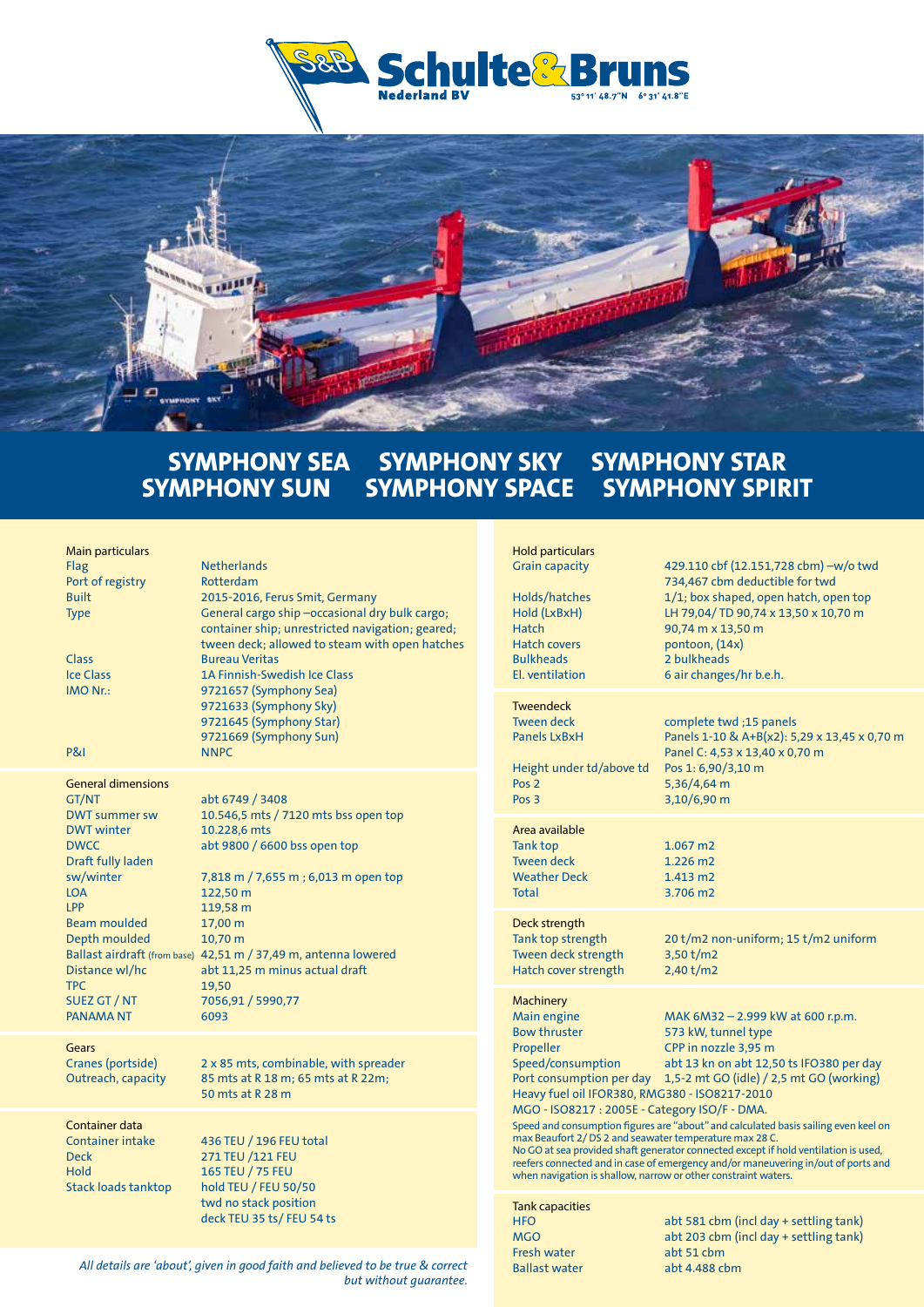# Schulte & Bruns Nederland BV

53° 11' 48.7"N 6° 31' 41.8"E

## SYMPHONY SEA SYMPHONY SKY SYMPHONY STAR SYMPHONY SUN SYMPHONY SPACE SYMPHONY SPIRIT

### Main particulars

| | |
|---|---|
| Flag | Netherlands |
| Port of registry | Rotterdam |
| Built | 2015-2016, Ferus Smit, Germany |
| Type | General cargo ship –occasional dry bulk cargo; container ship; unrestricted navigation; geared; tween deck; allowed to steam with open hatches |
| Class | Bureau Veritas |
| Ice Class | 1A Finnish-Swedish Ice Class |
| IMO Nr.: | 9721657 (Symphony Sea)<br>9721633 (Symphony Sky)<br>9721645 (Symphony Star)<br>9721669 (Symphony Sun) |
| P&I | NNPC |

### General dimensions

| | |
|---|---|
| GT/NT | abt 6749 / 3408 |
| DWT summer sw | 10.546,5 mts / 7120 mts bss open top |
| DWT winter | 10.228,6 mts |
| DWCC | abt 9800 / 6600 bss open top |
| Draft fully laden sw/winter | 7,818 m / 7,655 m ; 6,013 m open top |
| LOA | 122,50 m |
| LPP | 119,58 m |
| Beam moulded | 17,00 m |
| Depth moulded | 10,70 m |
| Ballast airdraft (from base) | 42,51 m / 37,49 m, antenna lowered |
| Distance wl/hc | abt 11,25 m minus actual draft |
| TPC | 19,50 |
| SUEZ GT / NT | 7056,91 / 5990,77 |
| PANAMA NT | 6093 |

### Gears

| | |
|---|---|
| Cranes (portside) | 2 x 85 mts, combinable, with spreader |
| Outreach, capacity | 85 mts at R 18 m; 65 mts at R 22m; 50 mts at R 28 m |

### Container data

| | |
|---|---|
| Container intake | 436 TEU / 196 FEU total |
| Deck | 271 TEU /121 FEU |
| Hold | 165 TEU / 75 FEU |
| Stack loads tanktop | hold TEU / FEU 50/50<br>twd no stack position<br>deck TEU 35 ts/ FEU 54 ts |

*All details are 'about', given in good faith and believed to be true & correct but without guarantee.*

### Hold particulars

| | |
|---|---|
| Grain capacity | 429.110 cbf (12.151,728 cbm) –w/o twd<br>734,467 cbm deductible for twd |
| Holds/hatches | 1/1; box shaped, open hatch, open top |
| Hold (LxBxH) | LH 79,04/ TD 90,74 x 13,50 x 10,70 m |
| Hatch | 90,74 m x 13,50 m |
| Hatch covers | pontoon, (14x) |
| Bulkheads | 2 bulkheads |
| El. ventilation | 6 air changes/hr b.e.h. |

### Tweendeck

| | |
|---|---|
| Tween deck | complete twd ;15 panels |
| Panels LxBxH | Panels 1-10 & A+B(x2): 5,29 x 13,45 x 0,70 m<br>Panel C: 4,53 x 13,40 x 0,70 m |
| Height under td/above td | Pos 1: 6,90/3,10 m |
| Pos 2 | 5,36/4,64 m |
| Pos 3 | 3,10/6,90 m |

### Area available

| | |
|---|---|
| Tank top | 1.067 m2 |
| Tween deck | 1.226 m2 |
| Weather Deck | 1.413 m2 |
| Total | 3.706 m2 |

### Deck strength

| | |
|---|---|
| Tank top strength | 20 t/m2 non-uniform; 15 t/m2 uniform |
| Tween deck strength | 3,50 t/m2 |
| Hatch cover strength | 2,40 t/m2 |

### Machinery

| | |
|---|---|
| Main engine | MAK 6M32 – 2.999 kW at 600 r.p.m. |
| Bow thruster | 573 kW, tunnel type |
| Propeller | CPP in nozzle 3,95 m |
| Speed/consumption | abt 13 kn on abt 12,50 ts IFO380 per day |
| Port consumption per day | 1,5-2 mt GO (idle) / 2,5 mt GO (working) |

Heavy fuel oil IFOR380, RMG380 - ISO8217-2010

MGO - ISO8217 : 2005E - Category ISO/F - DMA.

Speed and consumption figures are "about" and calculated basis sailing even keel on max Beaufort 2/ DS 2 and seawater temperature max 28 C.
No GO at sea provided shaft generator connected except if hold ventilation is used, reefers connected and in case of emergency and/or maneuvering in/out of ports and when navigation is shallow, narrow or other constraint waters.

### Tank capacities

| | |
|---|---|
| HFO | abt 581 cbm (incl day + settling tank) |
| MGO | abt 203 cbm (incl day + settling tank) |
| Fresh water | abt 51 cbm |
| Ballast water | abt 4.488 cbm |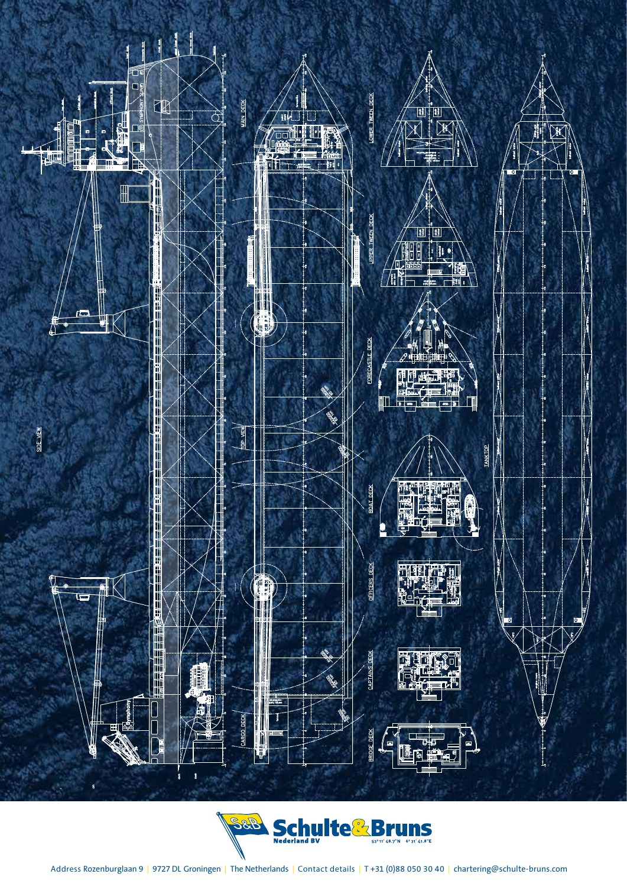SIDE VIEW

MAIN DECK

TOP VIEW

CARGO DECK

LOWER TWEEN DECK

UPPER TWEEN DECK

FORECASTLE DECK

BOAT DECK

OFFICERS DECK

CAPTAINS DECK

BRIDGE DECK

TANKTOP

Schulte & Bruns
Nederland BV
53° 11' 48.7"N 6° 31' 41.8"E

Address Rozenburglaan 9 | 9727 DL Groningen | The Netherlands | Contact details | T +31 (0)88 050 30 40 | chartering@schulte-bruns.com